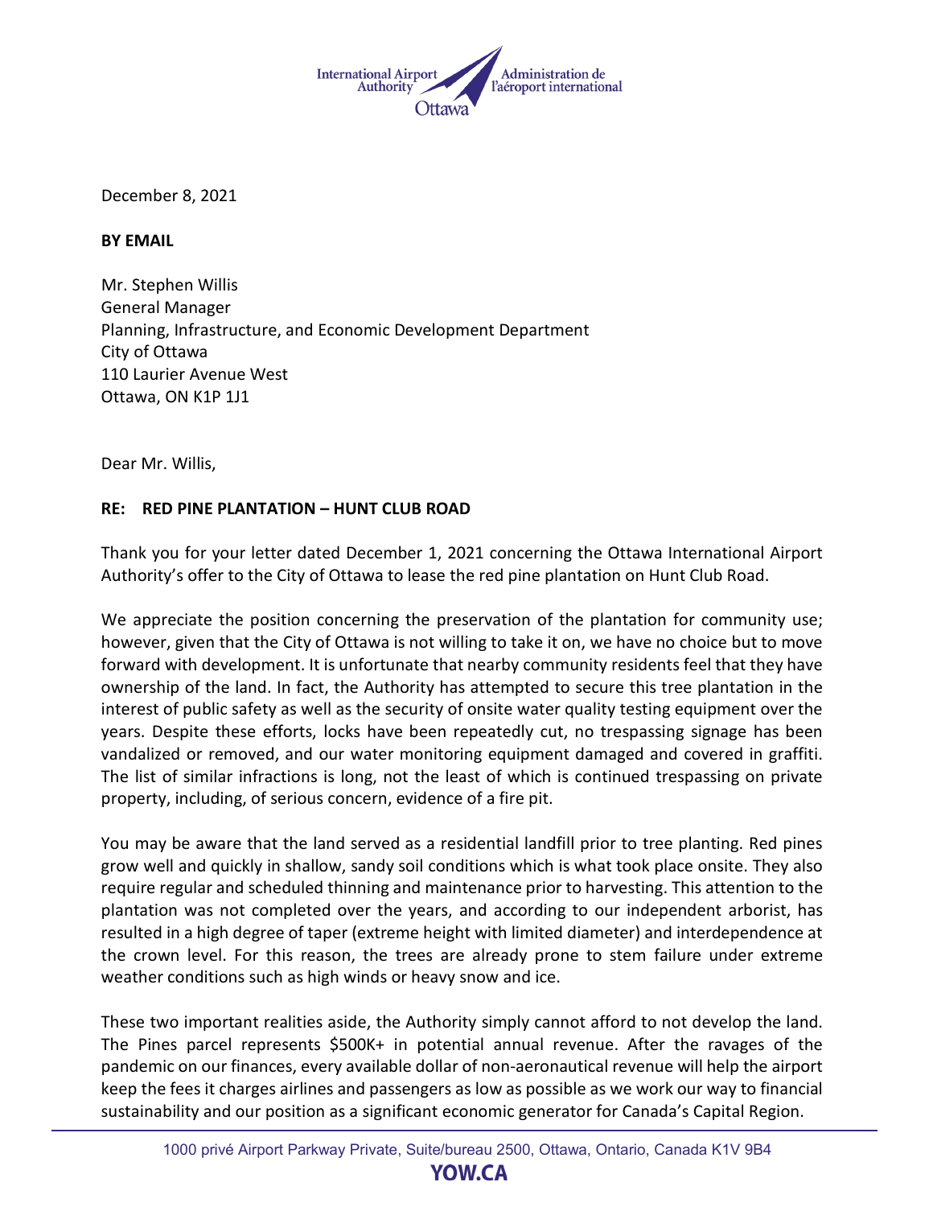December 8, 2021

**BY EMAIL**

Mr. Stephen Willis  
General Manager  
Planning, Infrastructure, and Economic Development Department  
City of Ottawa  
110 Laurier Avenue West  
Ottawa, ON K1P 1J1

Dear Mr. Willis,

**RE: RED PINE PLANTATION – HUNT CLUB ROAD**

Thank you for your letter dated December 1, 2021 concerning the Ottawa International Airport Authority's offer to the City of Ottawa to lease the red pine plantation on Hunt Club Road.

We appreciate the position concerning the preservation of the plantation for community use; however, given that the City of Ottawa is not willing to take it on, we have no choice but to move forward with development. It is unfortunate that nearby community residents feel that they have ownership of the land. In fact, the Authority has attempted to secure this tree plantation in the interest of public safety as well as the security of onsite water quality testing equipment over the years. Despite these efforts, locks have been repeatedly cut, no trespassing signage has been vandalized or removed, and our water monitoring equipment damaged and covered in graffiti. The list of similar infractions is long, not the least of which is continued trespassing on private property, including, of serious concern, evidence of a fire pit.

You may be aware that the land served as a residential landfill prior to tree planting. Red pines grow well and quickly in shallow, sandy soil conditions which is what took place onsite. They also require regular and scheduled thinning and maintenance prior to harvesting. This attention to the plantation was not completed over the years, and according to our independent arborist, has resulted in a high degree of taper (extreme height with limited diameter) and interdependence at the crown level. For this reason, the trees are already prone to stem failure under extreme weather conditions such as high winds or heavy snow and ice.

These two important realities aside, the Authority simply cannot afford to not develop the land. The Pines parcel represents $500K+ in potential annual revenue. After the ravages of the pandemic on our finances, every available dollar of non-aeronautical revenue will help the airport keep the fees it charges airlines and passengers as low as possible as we work our way to financial sustainability and our position as a significant economic generator for Canada's Capital Region.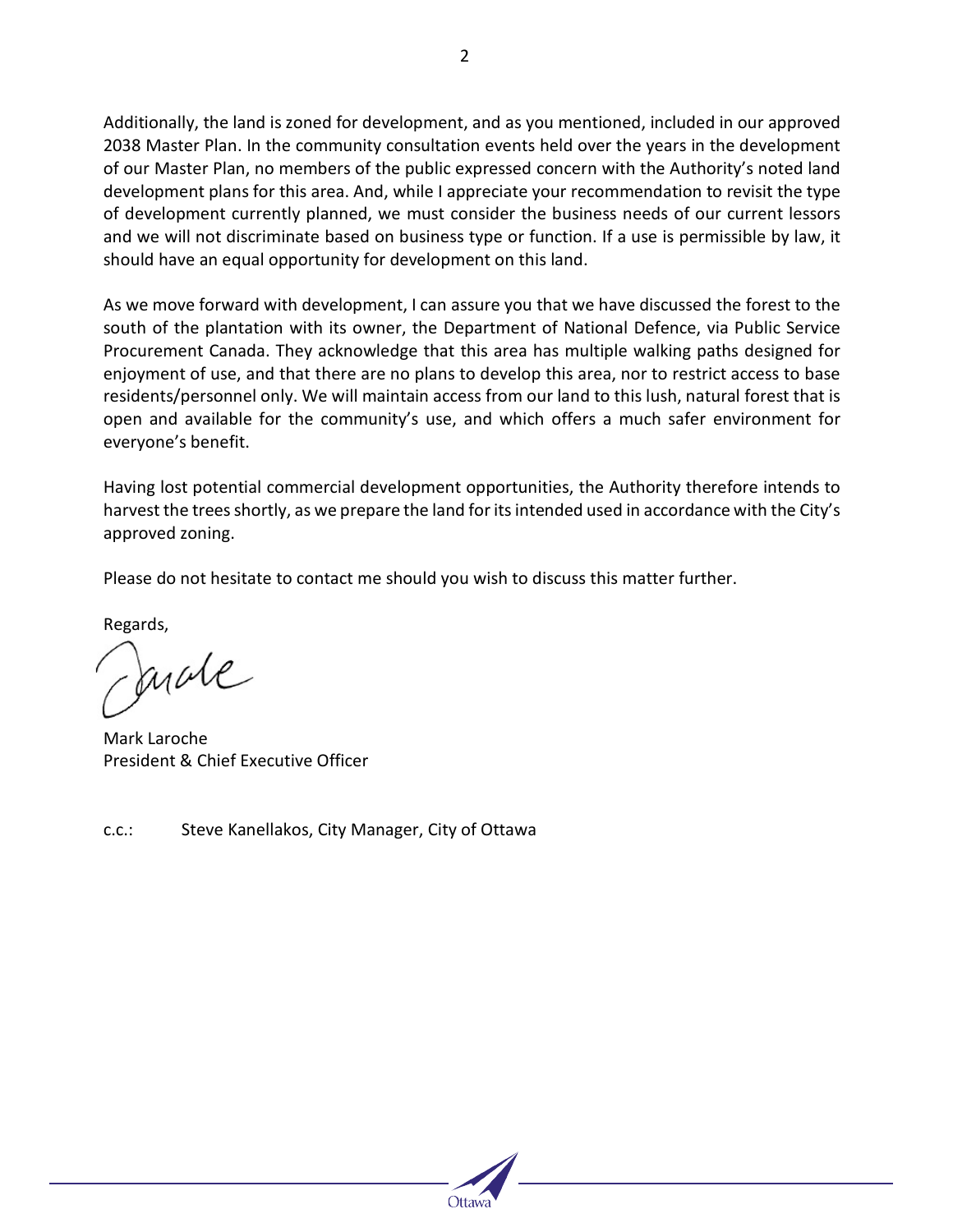Additionally, the land is zoned for development, and as you mentioned, included in our approved 2038 Master Plan. In the community consultation events held over the years in the development of our Master Plan, no members of the public expressed concern with the Authority's noted land development plans for this area. And, while I appreciate your recommendation to revisit the type of development currently planned, we must consider the business needs of our current lessors and we will not discriminate based on business type or function. If a use is permissible by law, it should have an equal opportunity for development on this land.

As we move forward with development, I can assure you that we have discussed the forest to the south of the plantation with its owner, the Department of National Defence, via Public Service Procurement Canada. They acknowledge that this area has multiple walking paths designed for enjoyment of use, and that there are no plans to develop this area, nor to restrict access to base residents/personnel only. We will maintain access from our land to this lush, natural forest that is open and available for the community's use, and which offers a much safer environment for everyone's benefit.

Having lost potential commercial development opportunities, the Authority therefore intends to harvest the trees shortly, as we prepare the land for its intended used in accordance with the City's approved zoning.

Please do not hesitate to contact me should you wish to discuss this matter further.

Regards,

Mark Laroche
President & Chief Executive Officer

c.c.: Steve Kanellakos, City Manager, City of Ottawa